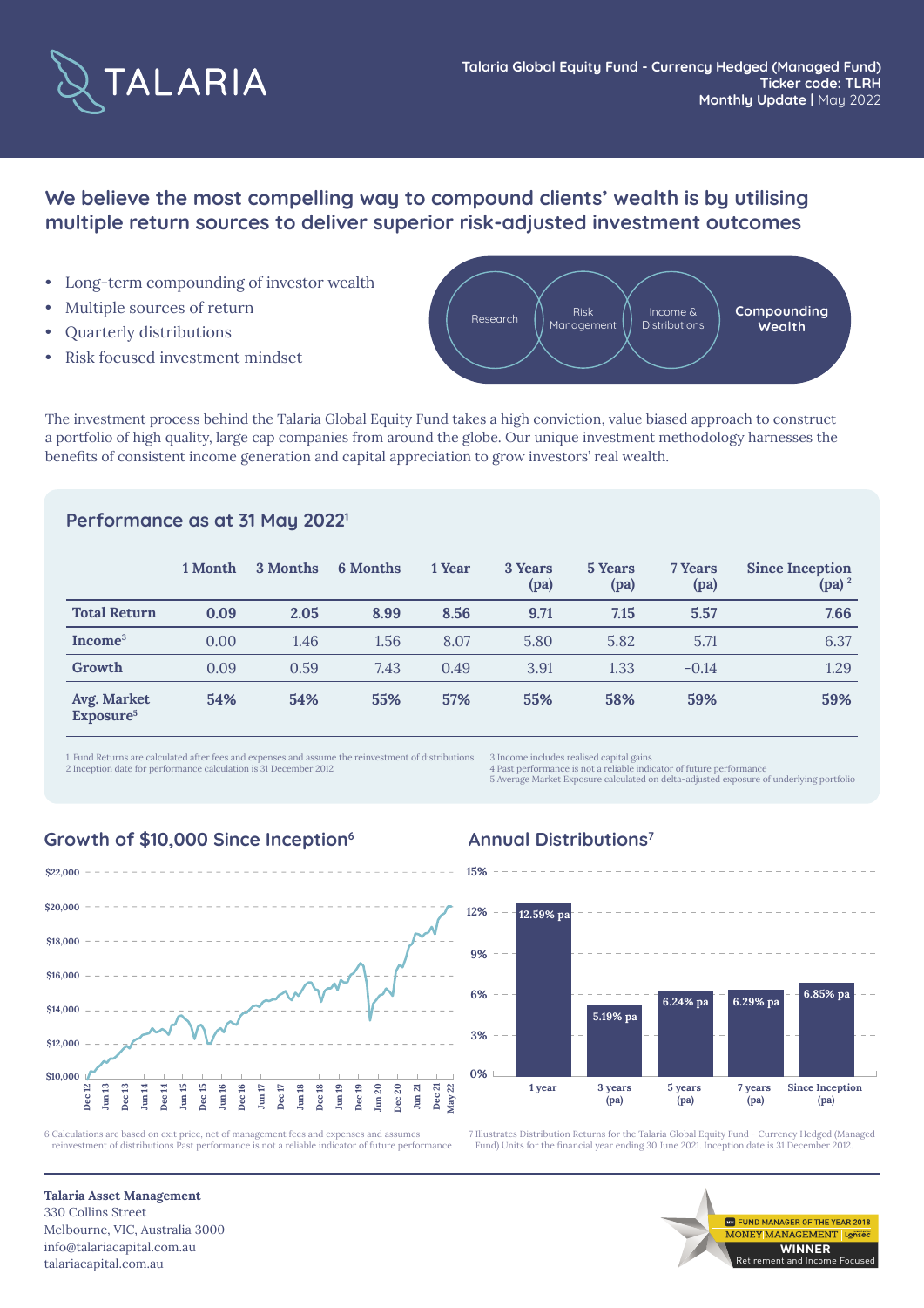TALARIA

**Talaria Global Equity Fund - Currency Hedged (Managed Fund)**
**Ticker code: TLRH**
**Monthly Update |** May 2022

## We believe the most compelling way to compound clients' wealth is by utilising multiple return sources to deliver superior risk-adjusted investment outcomes

- Long-term compounding of investor wealth
- Multiple sources of return
- Quarterly distributions
- Risk focused investment mindset

Research — Risk Management — Income & Distributions — **Compounding Wealth**

The investment process behind the Talaria Global Equity Fund takes a high conviction, value biased approach to construct a portfolio of high quality, large cap companies from around the globe. Our unique investment methodology harnesses the benefits of consistent income generation and capital appreciation to grow investors' real wealth.

### Performance as at 31 May 2022[1]

| | 1 Month | 3 Months | 6 Months | 1 Year | 3 Years (pa) | 5 Years (pa) | 7 Years (pa) | Since Inception (pa)[2] |
|---|---|---|---|---|---|---|---|---|
| **Total Return** | **0.09** | **2.05** | **8.99** | **8.56** | **9.71** | **7.15** | **5.57** | **7.66** |
| **Income[3]** | 0.00 | 1.46 | 1.56 | 8.07 | 5.80 | 5.82 | 5.71 | 6.37 |
| **Growth** | 0.09 | 0.59 | 7.43 | 0.49 | 3.91 | 1.33 | −0.14 | 1.29 |
| **Avg. Market Exposure[5]** | **54%** | **54%** | **55%** | **57%** | **55%** | **58%** | **59%** | **59%** |

1 Fund Returns are calculated after fees and expenses and assume the reinvestment of distributions
2 Inception date for performance calculation is 31 December 2012
3 Income includes realised capital gains
4 Past performance is not a reliable indicator of future performance
5 Average Market Exposure calculated on delta-adjusted exposure of underlying portfolio

### Growth of $10,000 Since Inception[6]

6 Calculations are based on exit price, net of management fees and expenses and assumes reinvestment of distributions Past performance is not a reliable indicator of future performance

### Annual Distributions[7]

| 1 year | 3 years (pa) | 5 years (pa) | 7 years (pa) | Since Inception (pa) |
|---|---|---|---|---|
| 12.59% pa | 5.19% pa | 6.24% pa | 6.29% pa | 6.85% pa |

7 Illustrates Distribution Returns for the Talaria Global Equity Fund - Currency Hedged (Managed Fund) Units for the financial year ending 30 June 2021. Inception date is 31 December 2012.

**Talaria Asset Management**
330 Collins Street
Melbourne, VIC, Australia 3000
info@talariacapital.com.au
talariacapital.com.au

FUND MANAGER OF THE YEAR 2018 MONEY MANAGEMENT Lonsec WINNER Retirement and Income Focused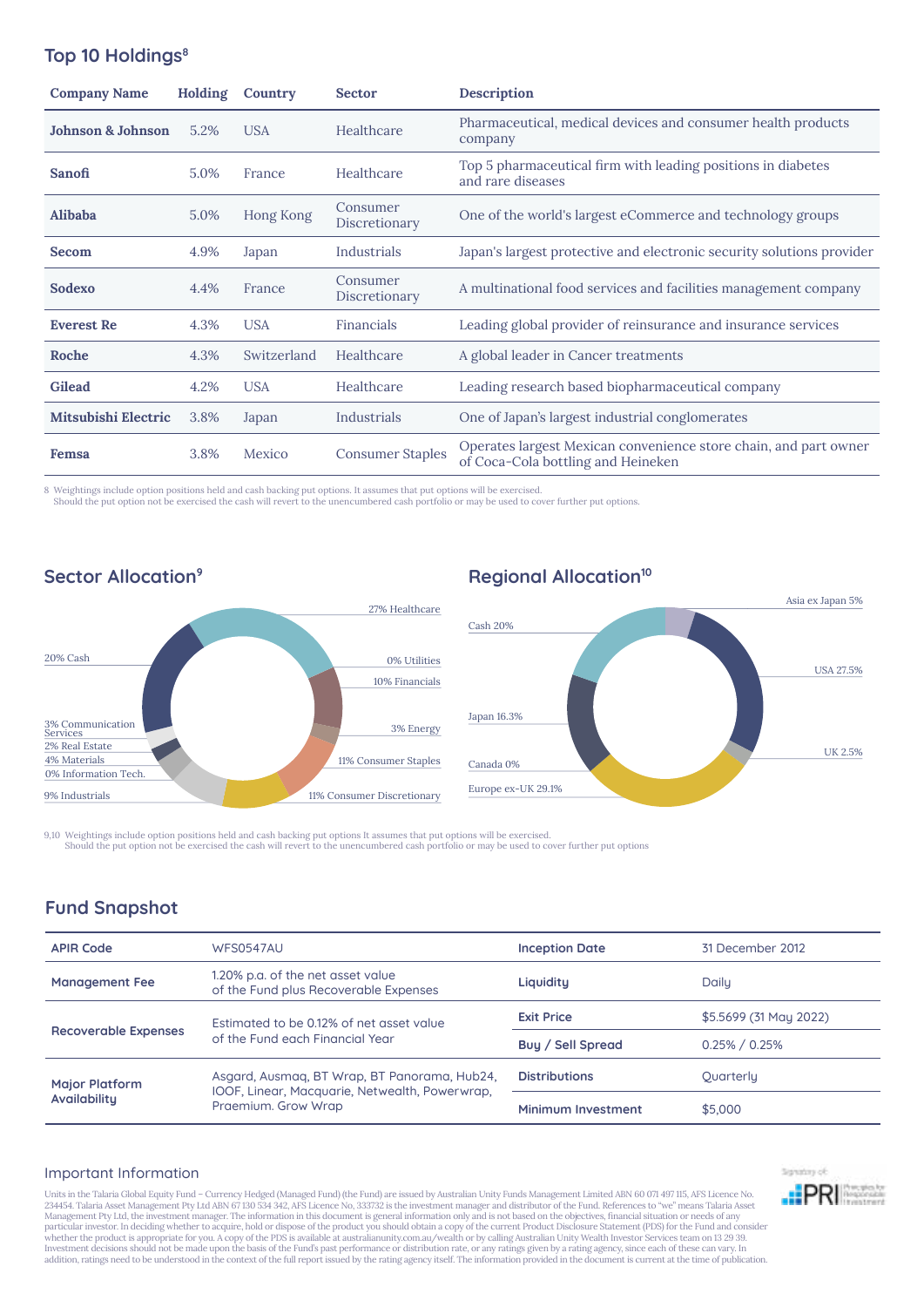## Top 10 Holdings[8]

| Company Name | Holding | Country | Sector | Description |
|---|---|---|---|---|
| **Johnson & Johnson** | 5.2% | USA | Healthcare | Pharmaceutical, medical devices and consumer health products company |
| **Sanofi** | 5.0% | France | Healthcare | Top 5 pharmaceutical firm with leading positions in diabetes and rare diseases |
| **Alibaba** | 5.0% | Hong Kong | Consumer Discretionary | One of the world's largest eCommerce and technology groups |
| **Secom** | 4.9% | Japan | Industrials | Japan's largest protective and electronic security solutions provider |
| **Sodexo** | 4.4% | France | Consumer Discretionary | A multinational food services and facilities management company |
| **Everest Re** | 4.3% | USA | Financials | Leading global provider of reinsurance and insurance services |
| **Roche** | 4.3% | Switzerland | Healthcare | A global leader in Cancer treatments |
| **Gilead** | 4.2% | USA | Healthcare | Leading research based biopharmaceutical company |
| **Mitsubishi Electric** | 3.8% | Japan | Industrials | One of Japan's largest industrial conglomerates |
| **Femsa** | 3.8% | Mexico | Consumer Staples | Operates largest Mexican convenience store chain, and part owner of Coca-Cola bottling and Heineken |

8 Weightings include option positions held and cash backing put options. It assumes that put options will be exercised.
Should the put option not be exercised the cash will revert to the unencumbered cash portfolio or may be used to cover further put options.

## Sector Allocation[9]

27% Healthcare
0% Utilities
10% Financials
3% Energy
11% Consumer Staples
11% Consumer Discretionary
9% Industrials
0% Information Tech.
4% Materials
2% Real Estate
3% Communication Services
20% Cash

## Regional Allocation[10]

Asia ex Japan 5%
USA 27.5%
UK 2.5%
Europe ex-UK 29.1%
Canada 0%
Japan 16.3%
Cash 20%

9,10 Weightings include option positions held and cash backing put options It assumes that put options will be exercised.
Should the put option not be exercised the cash will revert to the unencumbered cash portfolio or may be used to cover further put options

## Fund Snapshot

| | | | |
|---|---|---|---|
| **APIR Code** | WFS0547AU | **Inception Date** | 31 December 2012 |
| **Management Fee** | 1.20% p.a. of the net asset value of the Fund plus Recoverable Expenses | **Liquidity** | Daily |
| **Recoverable Expenses** | Estimated to be 0.12% of net asset value of the Fund each Financial Year | **Exit Price** | $5.5699 (31 May 2022) |
| | | **Buy / Sell Spread** | 0.25% / 0.25% |
| **Major Platform Availability** | Asgard, Ausmaq, BT Wrap, BT Panorama, Hub24, IOOF, Linear, Macquarie, Netwealth, Powerwrap, Praemium. Grow Wrap | **Distributions** | Quarterly |
| | | **Minimum Investment** | $5,000 |

## Important Information

Units in the Talaria Global Equity Fund – Currency Hedged (Managed Fund) (the Fund) are issued by Australian Unity Funds Management Limited ABN 60 071 497 115, AFS Licence No. 234454. Talaria Asset Management Pty Ltd ABN 67 130 534 342, AFS Licence No, 333732 is the investment manager and distributor of the Fund. References to "we" means Talaria Asset Management Pty Ltd, the investment manager. The information in this document is general information only and is not based on the objectives, financial situation or needs of any particular investor. In deciding whether to acquire, hold or dispose of the product you should obtain a copy of the current Product Disclosure Statement (PDS) for the Fund and consider whether the product is appropriate for you. A copy of the PDS is available at australianunity.com.au/wealth or by calling Australian Unity Wealth Investor Services team on 13 29 39. Investment decisions should not be made upon the basis of the Fund's past performance or distribution rate, or any ratings given by a rating agency, since each of these can vary. In addition, ratings need to be understood in the context of the full report issued by the rating agency itself. The information provided in the document is current at the time of publication.

Signatory of: PRI Principles for Responsible Investment